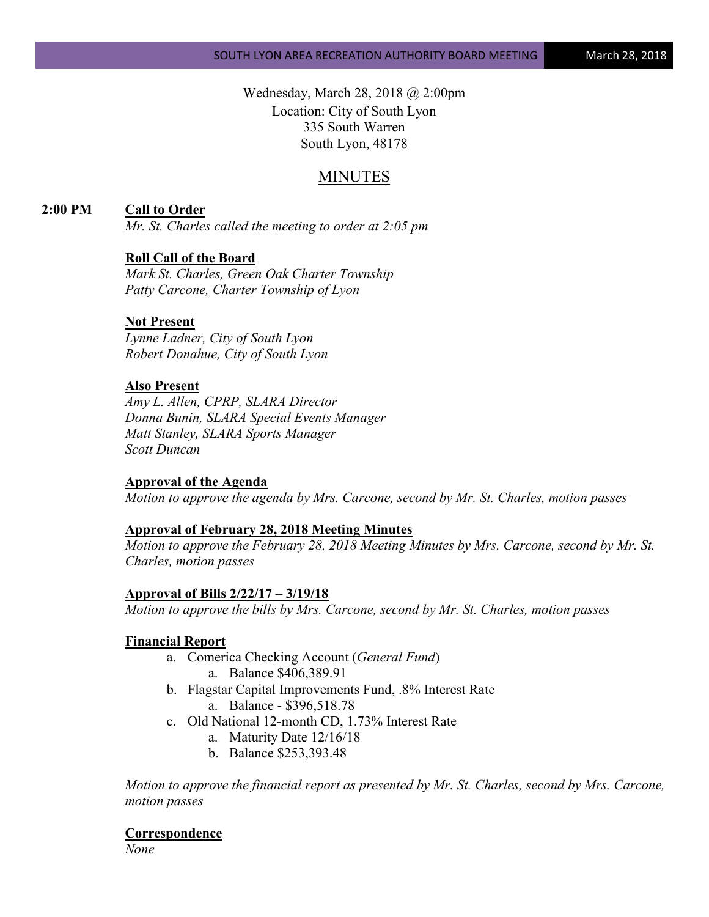Wednesday, March 28, 2018 @ 2:00pm
Location: City of South Lyon
335 South Warren
South Lyon, 48178

# MINUTES

**2:00 PM** **Call to Order**

*Mr. St. Charles called the meeting to order at 2:05 pm*

**Roll Call of the Board**

*Mark St. Charles, Green Oak Charter Township*
*Patty Carcone, Charter Township of Lyon*

**Not Present**

*Lynne Ladner, City of South Lyon*
*Robert Donahue, City of South Lyon*

**Also Present**

*Amy L. Allen, CPRP, SLARA Director*
*Donna Bunin, SLARA Special Events Manager*
*Matt Stanley, SLARA Sports Manager*
*Scott Duncan*

**Approval of the Agenda**

*Motion to approve the agenda by Mrs. Carcone, second by Mr. St. Charles, motion passes*

**Approval of February 28, 2018 Meeting Minutes**

*Motion to approve the February 28, 2018 Meeting Minutes by Mrs. Carcone, second by Mr. St. Charles, motion passes*

**Approval of Bills 2/22/17 – 3/19/18**

*Motion to approve the bills by Mrs. Carcone, second by Mr. St. Charles, motion passes*

**Financial Report**

a. Comerica Checking Account (*General Fund*)
   a. Balance $406,389.91
b. Flagstar Capital Improvements Fund, .8% Interest Rate
   a. Balance - $396,518.78
c. Old National 12-month CD, 1.73% Interest Rate
   a. Maturity Date 12/16/18
   b. Balance $253,393.48

*Motion to approve the financial report as presented by Mr. St. Charles, second by Mrs. Carcone, motion passes*

**Correspondence**

*None*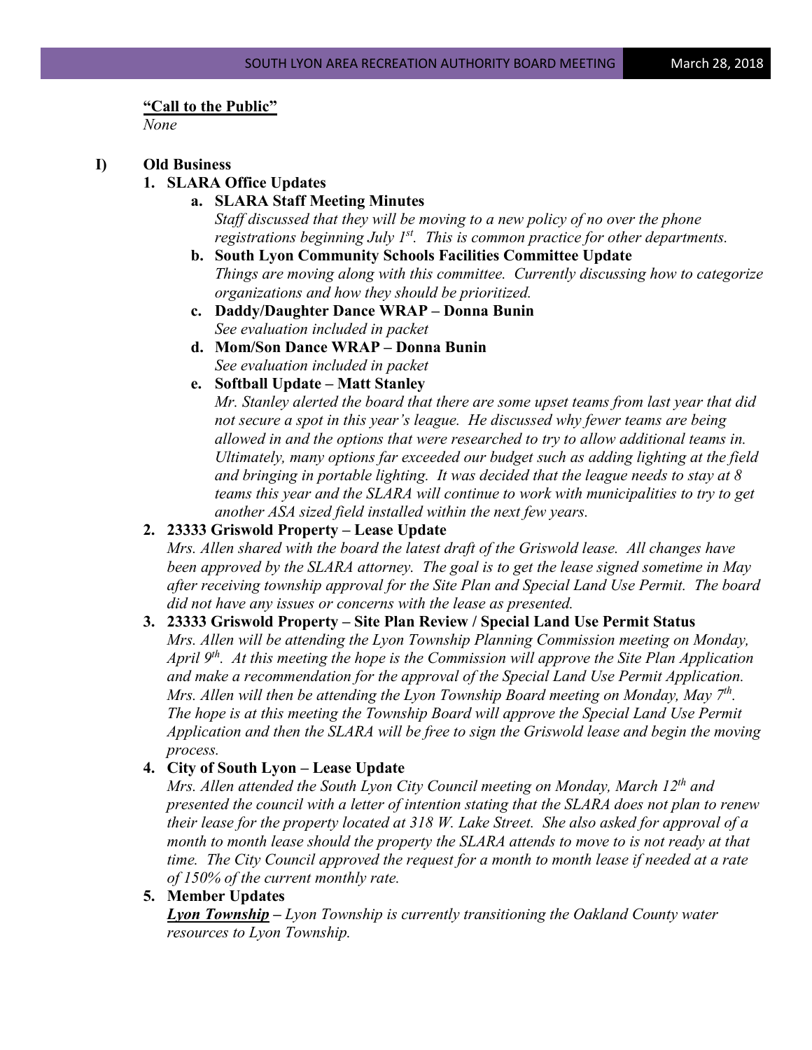**"Call to the Public"**

*None*

**I) Old Business**

**1. SLARA Office Updates**

**a. SLARA Staff Meeting Minutes**

*Staff discussed that they will be moving to a new policy of no over the phone registrations beginning July 1st. This is common practice for other departments.*

**b. South Lyon Community Schools Facilities Committee Update**

*Things are moving along with this committee. Currently discussing how to categorize organizations and how they should be prioritized.*

**c. Daddy/Daughter Dance WRAP – Donna Bunin**

*See evaluation included in packet*

**d. Mom/Son Dance WRAP – Donna Bunin**

*See evaluation included in packet*

**e. Softball Update – Matt Stanley**

*Mr. Stanley alerted the board that there are some upset teams from last year that did not secure a spot in this year's league. He discussed why fewer teams are being allowed in and the options that were researched to try to allow additional teams in. Ultimately, many options far exceeded our budget such as adding lighting at the field and bringing in portable lighting. It was decided that the league needs to stay at 8 teams this year and the SLARA will continue to work with municipalities to try to get another ASA sized field installed within the next few years.*

**2. 23333 Griswold Property – Lease Update**

*Mrs. Allen shared with the board the latest draft of the Griswold lease. All changes have been approved by the SLARA attorney. The goal is to get the lease signed sometime in May after receiving township approval for the Site Plan and Special Land Use Permit. The board did not have any issues or concerns with the lease as presented.*

**3. 23333 Griswold Property – Site Plan Review / Special Land Use Permit Status**

*Mrs. Allen will be attending the Lyon Township Planning Commission meeting on Monday, April 9th. At this meeting the hope is the Commission will approve the Site Plan Application and make a recommendation for the approval of the Special Land Use Permit Application. Mrs. Allen will then be attending the Lyon Township Board meeting on Monday, May 7th. The hope is at this meeting the Township Board will approve the Special Land Use Permit Application and then the SLARA will be free to sign the Griswold lease and begin the moving process.*

**4. City of South Lyon – Lease Update**

*Mrs. Allen attended the South Lyon City Council meeting on Monday, March 12th and presented the council with a letter of intention stating that the SLARA does not plan to renew their lease for the property located at 318 W. Lake Street. She also asked for approval of a month to month lease should the property the SLARA attends to move to is not ready at that time. The City Council approved the request for a month to month lease if needed at a rate of 150% of the current monthly rate.*

**5. Member Updates**

***Lyon Township*** *– Lyon Township is currently transitioning the Oakland County water resources to Lyon Township.*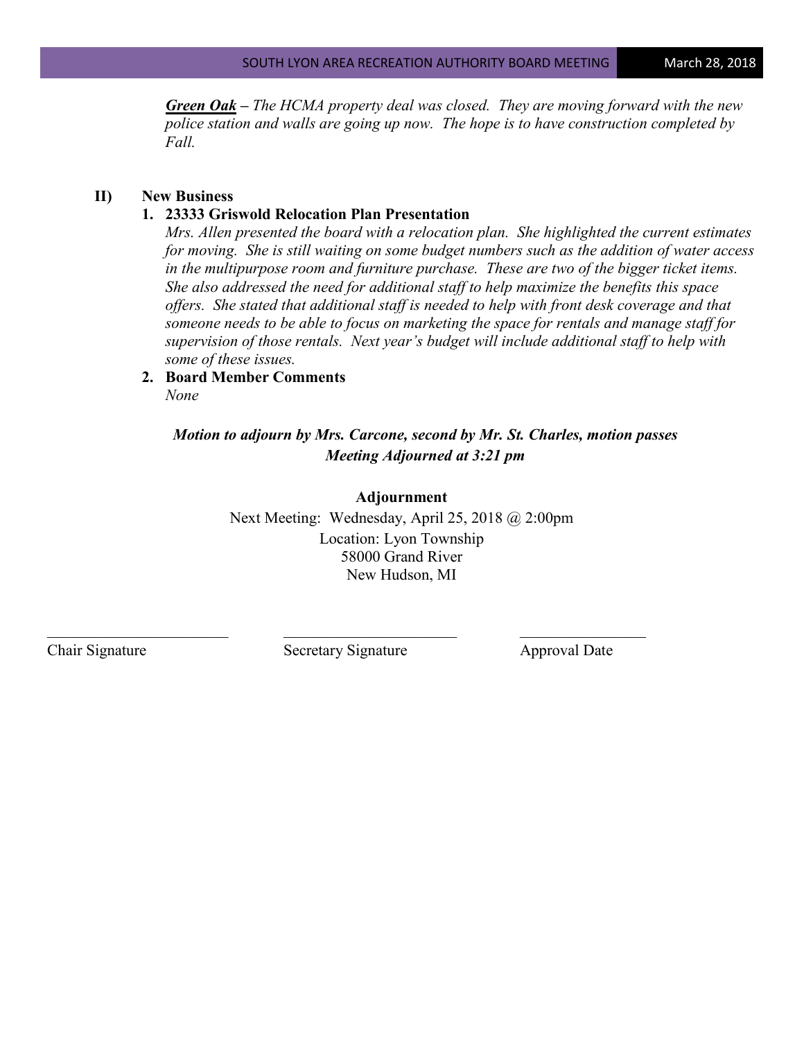***Green Oak*** *– The HCMA property deal was closed. They are moving forward with the new police station and walls are going up now. The hope is to have construction completed by Fall.*

**II) New Business**

1. **23333 Griswold Relocation Plan Presentation**
   *Mrs. Allen presented the board with a relocation plan. She highlighted the current estimates for moving. She is still waiting on some budget numbers such as the addition of water access in the multipurpose room and furniture purchase. These are two of the bigger ticket items. She also addressed the need for additional staff to help maximize the benefits this space offers. She stated that additional staff is needed to help with front desk coverage and that someone needs to be able to focus on marketing the space for rentals and manage staff for supervision of those rentals. Next year's budget will include additional staff to help with some of these issues.*
2. **Board Member Comments**
   *None*

***Motion to adjourn by Mrs. Carcone, second by Mr. St. Charles, motion passes***
***Meeting Adjourned at 3:21 pm***

**Adjournment**

Next Meeting: Wednesday, April 25, 2018 @ 2:00pm
Location: Lyon Township
58000 Grand River
New Hudson, MI

\_\_\_\_\_\_\_\_\_\_\_\_\_\_\_\_\_\_\_\_\_\_\_\_ Chair Signature

\_\_\_\_\_\_\_\_\_\_\_\_\_\_\_\_\_\_\_\_\_\_\_\_ Secretary Signature

\_\_\_\_\_\_\_\_\_\_\_\_\_\_\_\_\_ Approval Date